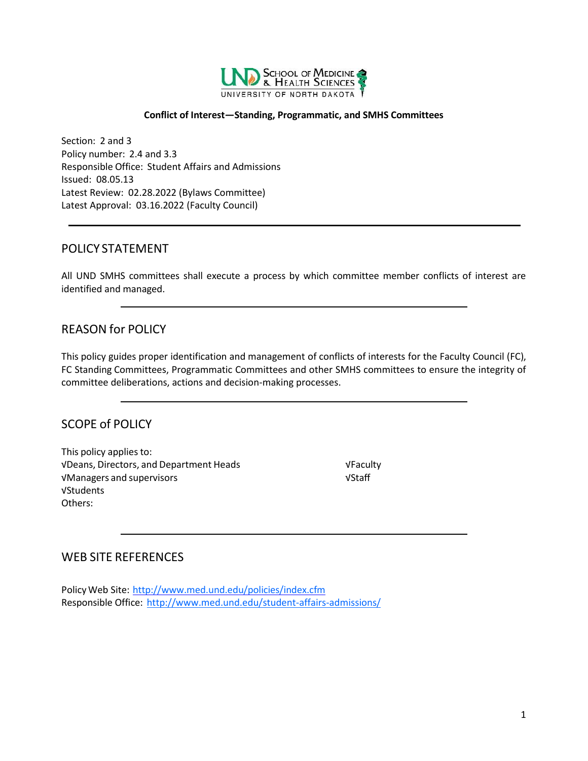**Conflict of Interest—Standing, Programmatic, and SMHS Committees**

Section: 2 and 3
Policy number: 2.4 and 3.3
Responsible Office: Student Affairs and Admissions
Issued: 08.05.13
Latest Review: 02.28.2022 (Bylaws Committee)
Latest Approval: 03.16.2022 (Faculty Council)

---

## POLICY STATEMENT

All UND SMHS committees shall execute a process by which committee member conflicts of interest are identified and managed.

---

## REASON for POLICY

This policy guides proper identification and management of conflicts of interests for the Faculty Council (FC), FC Standing Committees, Programmatic Committees and other SMHS committees to ensure the integrity of committee deliberations, actions and decision-making processes.

---

## SCOPE of POLICY

This policy applies to:
√Deans, Directors, and Department Heads
√Managers and supervisors
√Students
√Faculty
√Staff
Others:

---

## WEB SITE REFERENCES

Policy Web Site: http://www.med.und.edu/policies/index.cfm
Responsible Office: http://www.med.und.edu/student-affairs-admissions/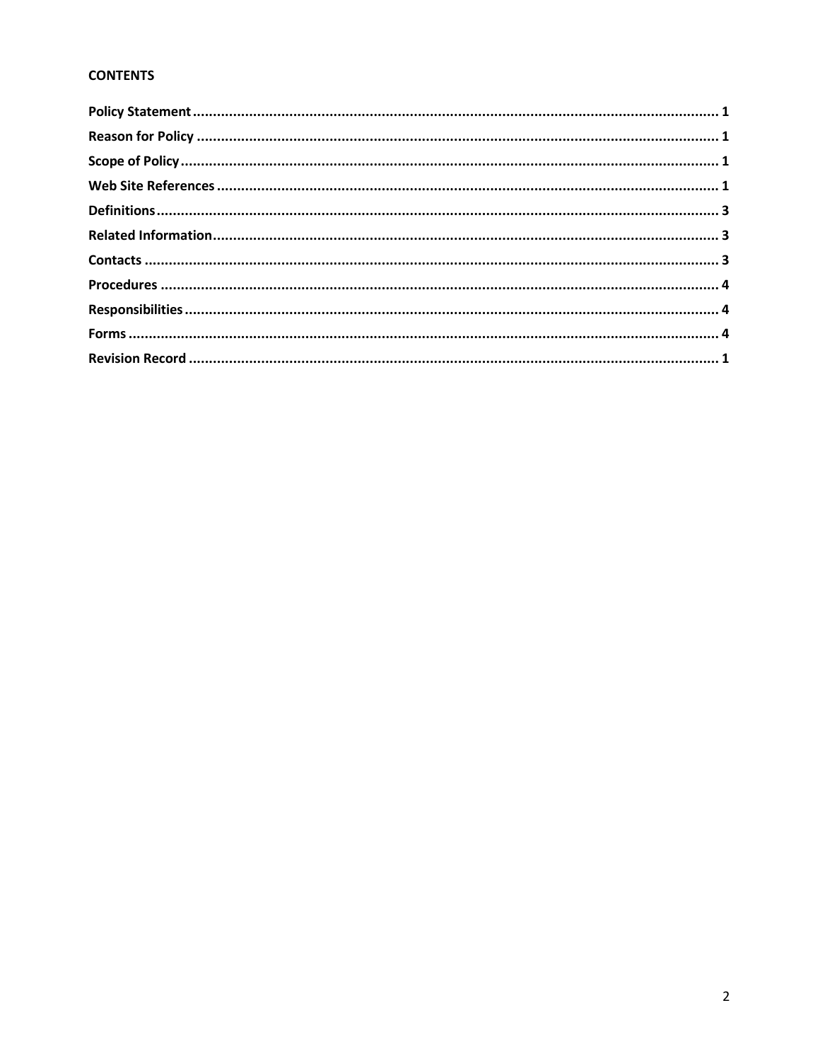**CONTENTS**

**Policy Statement** ................................................................................................................................ **1**
**Reason for Policy** ................................................................................................................................ **1**
**Scope of Policy** ................................................................................................................................... **1**
**Web Site References** .......................................................................................................................... **1**
**Definitions** ......................................................................................................................................... **3**
**Related Information** ........................................................................................................................... **3**
**Contacts** ............................................................................................................................................ **3**
**Procedures** ........................................................................................................................................ **4**
**Responsibilities** .................................................................................................................................. **4**
**Forms** ................................................................................................................................................ **4**
**Revision Record** ................................................................................................................................. **1**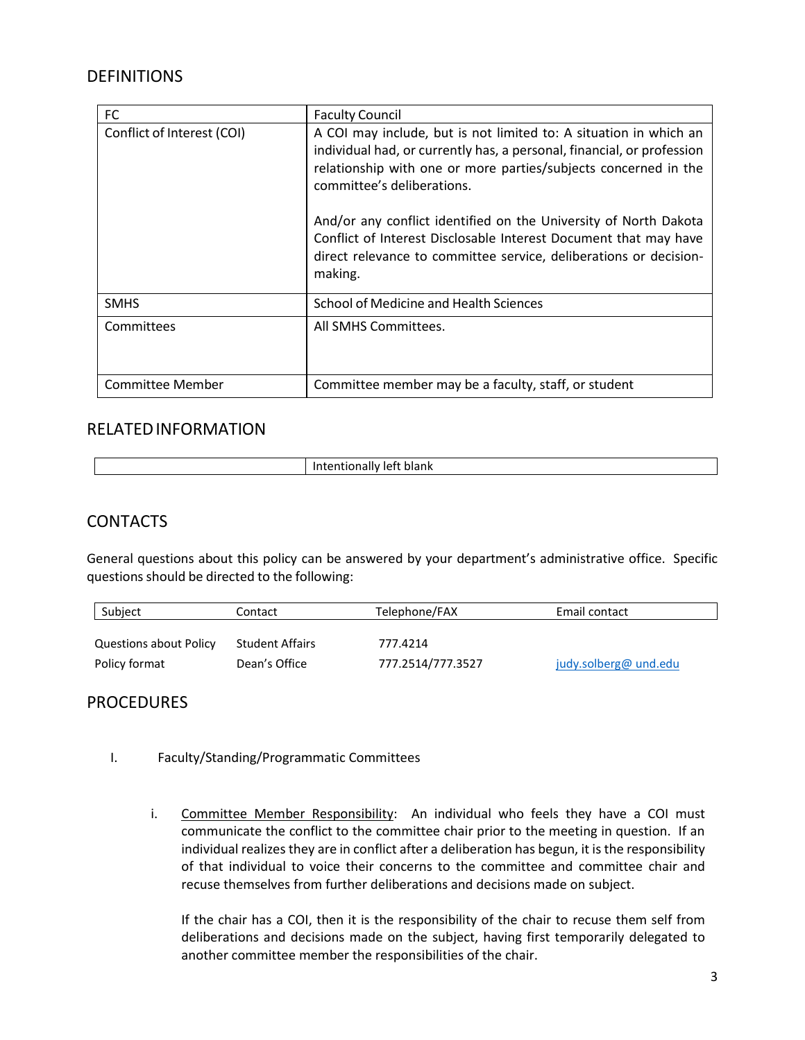## DEFINITIONS

| | |
|---|---|
| FC | Faculty Council |
| Conflict of Interest (COI) | A COI may include, but is not limited to: A situation in which an individual had, or currently has, a personal, financial, or profession relationship with one or more parties/subjects concerned in the committee's deliberations.<br><br>And/or any conflict identified on the University of North Dakota Conflict of Interest Disclosable Interest Document that may have direct relevance to committee service, deliberations or decision-making. |
| SMHS | School of Medicine and Health Sciences |
| Committees | All SMHS Committees. |
| Committee Member | Committee member may be a faculty, staff, or student |

## RELATED INFORMATION

| | |
|---|---|
| | Intentionally left blank |

## CONTACTS

General questions about this policy can be answered by your department's administrative office. Specific questions should be directed to the following:

| Subject | Contact | Telephone/FAX | Email contact |
|---|---|---|---|
| Questions about Policy | Student Affairs | 777.4214 | |
| Policy format | Dean's Office | 777.2514/777.3527 | judy.solberg@ und.edu |

## PROCEDURES

I. Faculty/Standing/Programmatic Committees

i. Committee Member Responsibility: An individual who feels they have a COI must communicate the conflict to the committee chair prior to the meeting in question. If an individual realizes they are in conflict after a deliberation has begun, it is the responsibility of that individual to voice their concerns to the committee and committee chair and recuse themselves from further deliberations and decisions made on subject.

If the chair has a COI, then it is the responsibility of the chair to recuse them self from deliberations and decisions made on the subject, having first temporarily delegated to another committee member the responsibilities of the chair.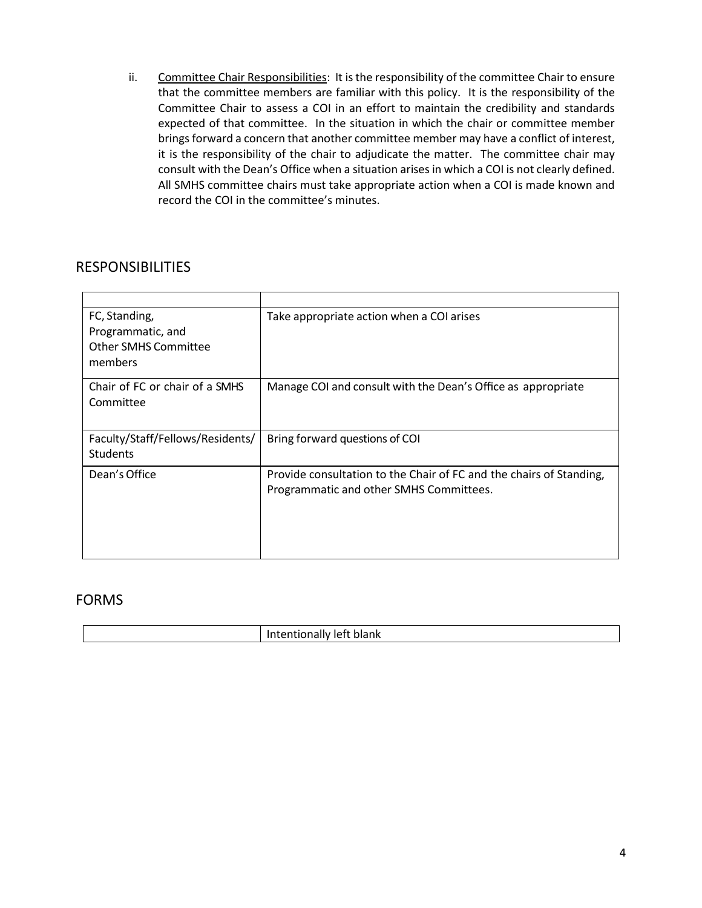ii. Committee Chair Responsibilities: It is the responsibility of the committee Chair to ensure that the committee members are familiar with this policy. It is the responsibility of the Committee Chair to assess a COI in an effort to maintain the credibility and standards expected of that committee. In the situation in which the chair or committee member brings forward a concern that another committee member may have a conflict of interest, it is the responsibility of the chair to adjudicate the matter. The committee chair may consult with the Dean's Office when a situation arises in which a COI is not clearly defined. All SMHS committee chairs must take appropriate action when a COI is made known and record the COI in the committee's minutes.

## RESPONSIBILITIES

| | |
|---|---|
| FC, Standing, Programmatic, and Other SMHS Committee members | Take appropriate action when a COI arises |
| Chair of FC or chair of a SMHS Committee | Manage COI and consult with the Dean's Office as appropriate |
| Faculty/Staff/Fellows/Residents/ Students | Bring forward questions of COI |
| Dean's Office | Provide consultation to the Chair of FC and the chairs of Standing, Programmatic and other SMHS Committees. |

## FORMS

| | |
|---|---|
| | Intentionally left blank |